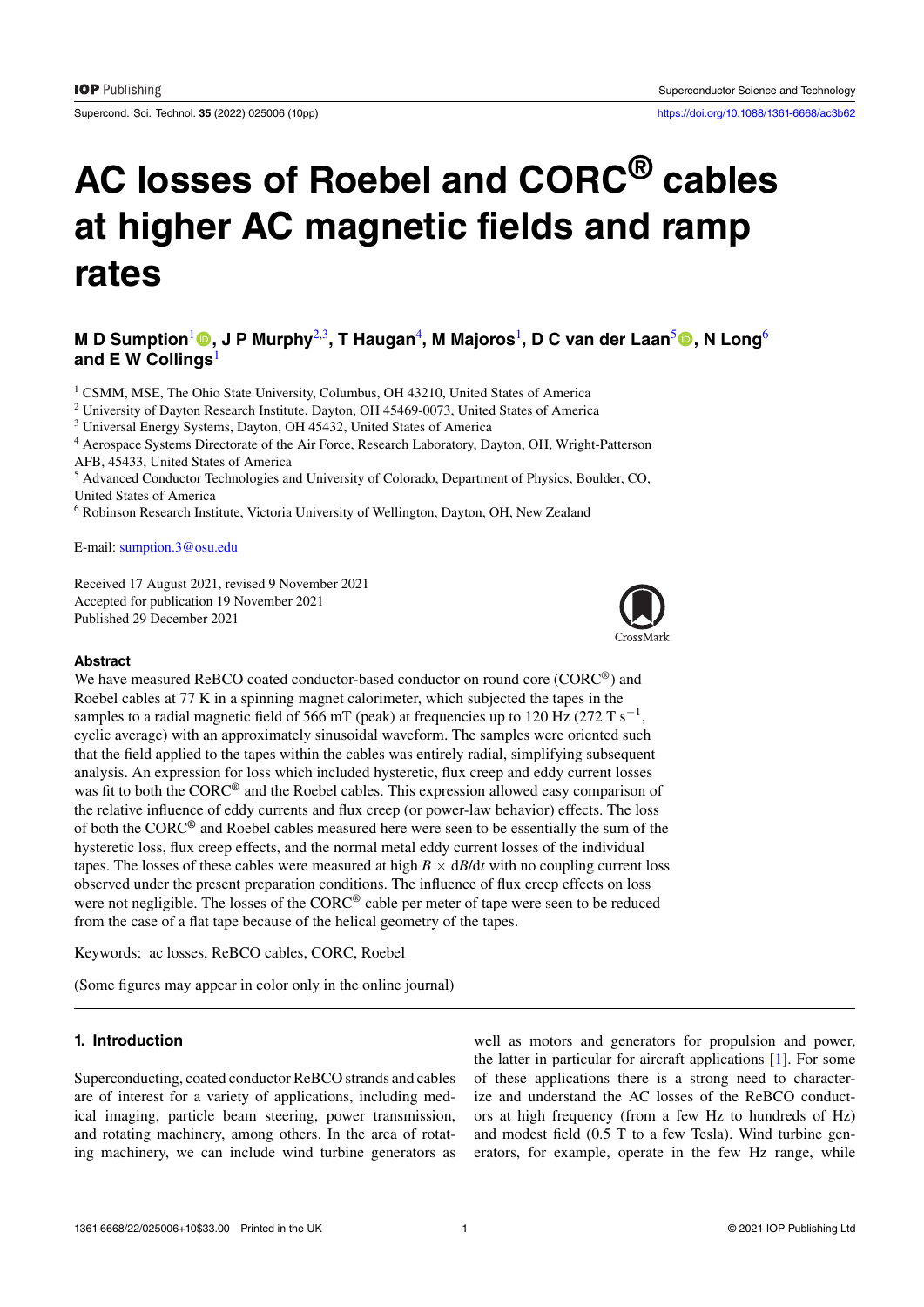# AC losses of Roebel and CORC® cables at higher AC magnetic fields and ramp rates

**M D Sumption[1], J P Murphy[2,3], T Haugan[4], M Majoros[1], D C van der Laan[5], N Long[6] and E W Collings[1]**

[1] CSMM, MSE, The Ohio State University, Columbus, OH 43210, United States of America
[2] University of Dayton Research Institute, Dayton, OH 45469-0073, United States of America
[3] Universal Energy Systems, Dayton, OH 45432, United States of America
[4] Aerospace Systems Directorate of the Air Force, Research Laboratory, Dayton, OH, Wright-Patterson AFB, 45433, United States of America
[5] Advanced Conductor Technologies and University of Colorado, Department of Physics, Boulder, CO, United States of America
[6] Robinson Research Institute, Victoria University of Wellington, Dayton, OH, New Zealand

E-mail: sumption.3@osu.edu

Received 17 August 2021, revised 9 November 2021
Accepted for publication 19 November 2021
Published 29 December 2021

## Abstract

We have measured ReBCO coated conductor-based conductor on round core (CORC®) and Roebel cables at 77 K in a spinning magnet calorimeter, which subjected the tapes in the samples to a radial magnetic field of 566 mT (peak) at frequencies up to 120 Hz (272 T $s^{-1}$, cyclic average) with an approximately sinusoidal waveform. The samples were oriented such that the field applied to the tapes within the cables was entirely radial, simplifying subsequent analysis. An expression for loss which included hysteretic, flux creep and eddy current losses was fit to both the CORC® and the Roebel cables. This expression allowed easy comparison of the relative influence of eddy currents and flux creep (or power-law behavior) effects. The loss of both the CORC® and Roebel cables measured here were seen to be essentially the sum of the hysteretic loss, flux creep effects, and the normal metal eddy current losses of the individual tapes. The losses of these cables were measured at high $B \times dB/dt$ with no coupling current loss observed under the present preparation conditions. The influence of flux creep effects on loss were not negligible. The losses of the CORC® cable per meter of tape were seen to be reduced from the case of a flat tape because of the helical geometry of the tapes.

Keywords: ac losses, ReBCO cables, CORC, Roebel

(Some figures may appear in color only in the online journal)

## 1. Introduction

Superconducting, coated conductor ReBCO strands and cables are of interest for a variety of applications, including medical imaging, particle beam steering, power transmission, and rotating machinery, among others. In the area of rotating machinery, we can include wind turbine generators as well as motors and generators for propulsion and power, the latter in particular for aircraft applications [1]. For some of these applications there is a strong need to characterize and understand the AC losses of the ReBCO conductors at high frequency (from a few Hz to hundreds of Hz) and modest field (0.5 T to a few Tesla). Wind turbine generators, for example, operate in the few Hz range, while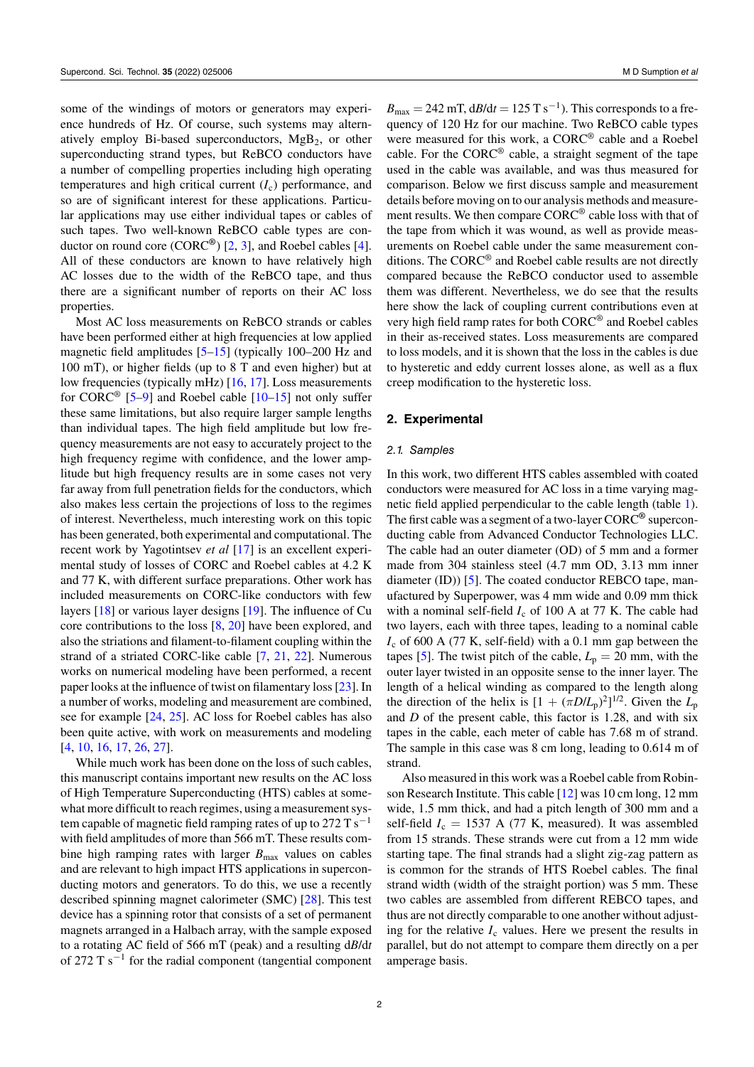some of the windings of motors or generators may experience hundreds of Hz. Of course, such systems may alternatively employ Bi-based superconductors, $MgB_2$, or other superconducting strand types, but ReBCO conductors have a number of compelling properties including high operating temperatures and high critical current ($I_c$) performance, and so are of significant interest for these applications. Particular applications may use either individual tapes or cables of such tapes. Two well-known ReBCO cable types are conductor on round core (CORC®) [2, 3], and Roebel cables [4]. All of these conductors are known to have relatively high AC losses due to the width of the ReBCO tape, and thus there are a significant number of reports on their AC loss properties.

Most AC loss measurements on ReBCO strands or cables have been performed either at high frequencies at low applied magnetic field amplitudes [5–15] (typically 100–200 Hz and 100 mT), or higher fields (up to 8 T and even higher) but at low frequencies (typically mHz) [16, 17]. Loss measurements for CORC® [5–9] and Roebel cable [10–15] not only suffer these same limitations, but also require larger sample lengths than individual tapes. The high field amplitude but low frequency measurements are not easy to accurately project to the high frequency regime with confidence, and the lower amplitude but high frequency results are in some cases not very far away from full penetration fields for the conductors, which also makes less certain the projections of loss to the regimes of interest. Nevertheless, much interesting work on this topic has been generated, both experimental and computational. The recent work by Yagotintsev *et al* [17] is an excellent experimental study of losses of CORC and Roebel cables at 4.2 K and 77 K, with different surface preparations. Other work has included measurements on CORC-like conductors with few layers [18] or various layer designs [19]. The influence of Cu core contributions to the loss [8, 20] have been explored, and also the striations and filament-to-filament coupling within the strand of a striated CORC-like cable [7, 21, 22]. Numerous works on numerical modeling have been performed, a recent paper looks at the influence of twist on filamentary loss [23]. In a number of works, modeling and measurement are combined, see for example [24, 25]. AC loss for Roebel cables has also been quite active, with work on measurements and modeling [4, 10, 16, 17, 26, 27].

While much work has been done on the loss of such cables, this manuscript contains important new results on the AC loss of High Temperature Superconducting (HTS) cables at somewhat more difficult to reach regimes, using a measurement system capable of magnetic field ramping rates of up to 272 T $s^{-1}$ with field amplitudes of more than 566 mT. These results combine high ramping rates with larger $B_{max}$ values on cables and are relevant to high impact HTS applications in superconducting motors and generators. To do this, we use a recently described spinning magnet calorimeter (SMC) [28]. This test device has a spinning rotor that consists of a set of permanent magnets arranged in a Halbach array, with the sample exposed to a rotating AC field of 566 mT (peak) and a resulting $dB/dt$ of 272 T $s^{-1}$ for the radial component (tangential component $B_{max}$ = 242 mT, $dB/dt$ = 125 T $s^{-1}$). This corresponds to a frequency of 120 Hz for our machine. Two ReBCO cable types were measured for this work, a CORC® cable and a Roebel cable. For the CORC® cable, a straight segment of the tape used in the cable was available, and was thus measured for comparison. Below we first discuss sample and measurement details before moving on to our analysis methods and measurement results. We then compare CORC® cable loss with that of the tape from which it was wound, as well as provide measurements on Roebel cable under the same measurement conditions. The CORC® and Roebel cable results are not directly compared because the ReBCO conductor used to assemble them was different. Nevertheless, we do see that the results here show the lack of coupling current contributions even at very high field ramp rates for both CORC® and Roebel cables in their as-received states. Loss measurements are compared to loss models, and it is shown that the loss in the cables is due to hysteretic and eddy current losses alone, as well as a flux creep modification to the hysteretic loss.

## 2. Experimental

### 2.1. Samples

In this work, two different HTS cables assembled with coated conductors were measured for AC loss in a time varying magnetic field applied perpendicular to the cable length (table 1). The first cable was a segment of a two-layer CORC® superconducting cable from Advanced Conductor Technologies LLC. The cable had an outer diameter (OD) of 5 mm and a former made from 304 stainless steel (4.7 mm OD, 3.13 mm inner diameter (ID)) [5]. The coated conductor REBCO tape, manufactured by Superpower, was 4 mm wide and 0.09 mm thick with a nominal self-field $I_c$ of 100 A at 77 K. The cable had two layers, each with three tapes, leading to a nominal cable $I_c$ of 600 A (77 K, self-field) with a 0.1 mm gap between the tapes [5]. The twist pitch of the cable, $L_p$ = 20 mm, with the outer layer twisted in an opposite sense to the inner layer. The length of a helical winding as compared to the length along the direction of the helix is $[1 + (\pi D/L_p)^2]^{1/2}$. Given the $L_p$ and $D$ of the present cable, this factor is 1.28, and with six tapes in the cable, each meter of cable has 7.68 m of strand. The sample in this case was 8 cm long, leading to 0.614 m of strand.

Also measured in this work was a Roebel cable from Robinson Research Institute. This cable [12] was 10 cm long, 12 mm wide, 1.5 mm thick, and had a pitch length of 300 mm and a self-field $I_c$ = 1537 A (77 K, measured). It was assembled from 15 strands. These strands were cut from a 12 mm wide starting tape. The final strands had a slight zig-zag pattern as is common for the strands of HTS Roebel cables. The final strand width (width of the straight portion) was 5 mm. These two cables are assembled from different REBCO tapes, and thus are not directly comparable to one another without adjusting for the relative $I_c$ values. Here we present the results in parallel, but do not attempt to compare them directly on a per amperage basis.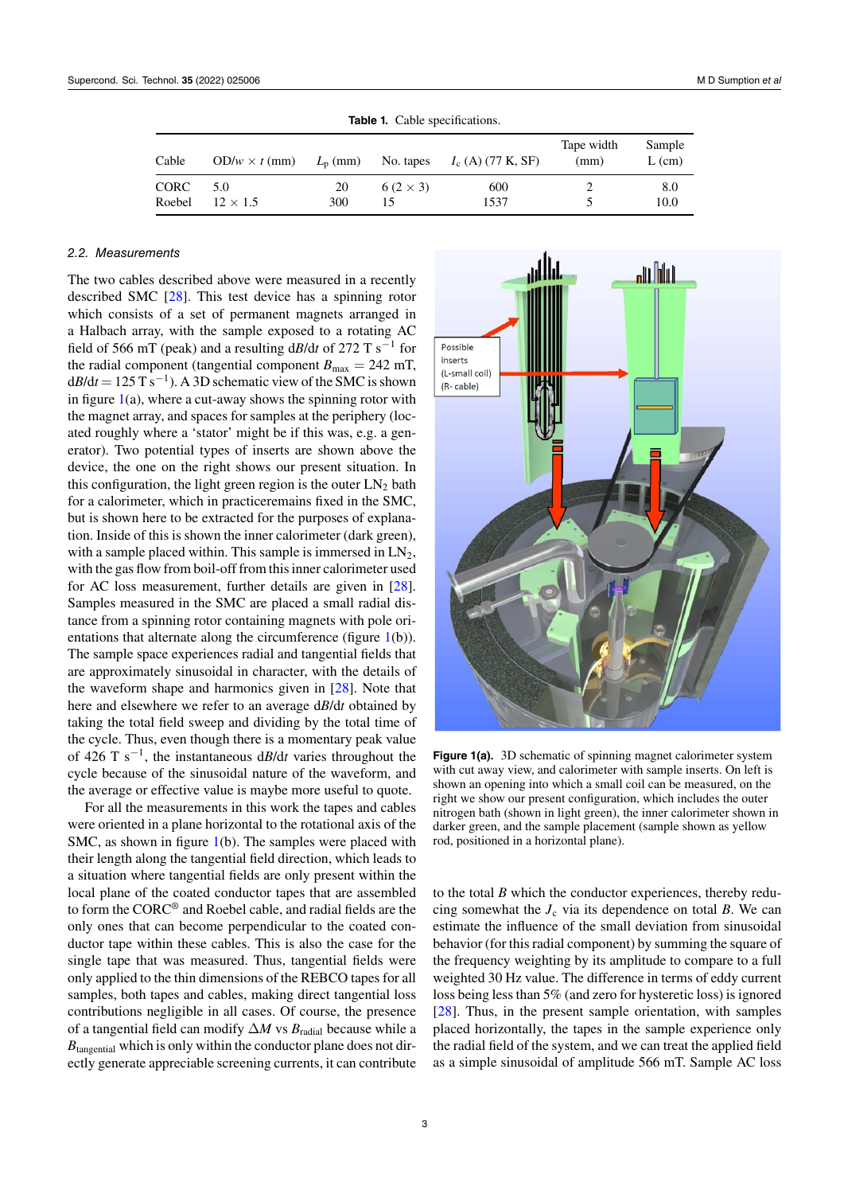**Table 1.** Cable specifications.

| Cable | OD/$w \times t$ (mm) | $L_p$ (mm) | No. tapes | $I_c$ (A) (77 K, SF) | Tape width (mm) | Sample L (cm) |
|---|---|---|---|---|---|---|
| CORC | 5.0 | 20 | 6 (2 × 3) | 600 | 2 | 8.0 |
| Roebel | 12 × 1.5 | 300 | 15 | 1537 | 5 | 10.0 |

### 2.2. Measurements

The two cables described above were measured in a recently described SMC [28]. This test device has a spinning rotor which consists of a set of permanent magnets arranged in a Halbach array, with the sample exposed to a rotating AC field of 566 mT (peak) and a resulting d$B$/d$t$ of 272 T s$^{-1}$ for the radial component (tangential component $B_{max}$ = 242 mT, d$B$/d$t$ = 125 T s$^{-1}$). A 3D schematic view of the SMC is shown in figure 1(a), where a cut-away shows the spinning rotor with the magnet array, and spaces for samples at the periphery (located roughly where a 'stator' might be if this was, e.g. a generator). Two potential types of inserts are shown above the device, the one on the right shows our present situation. In this configuration, the light green region is the outer $LN_2$ bath for a calorimeter, which in practiceremains fixed in the SMC, but is shown here to be extracted for the purposes of explanation. Inside of this is shown the inner calorimeter (dark green), with a sample placed within. This sample is immersed in $LN_2$, with the gas flow from boil-off from this inner calorimeter used for AC loss measurement, further details are given in [28]. Samples measured in the SMC are placed a small radial distance from a spinning rotor containing magnets with pole orientations that alternate along the circumference (figure 1(b)). The sample space experiences radial and tangential fields that are approximately sinusoidal in character, with the details of the waveform shape and harmonics given in [28]. Note that here and elsewhere we refer to an average d$B$/d$t$ obtained by taking the total field sweep and dividing by the total time of the cycle. Thus, even though there is a momentary peak value of 426 T s$^{-1}$, the instantaneous d$B$/d$t$ varies throughout the cycle because of the sinusoidal nature of the waveform, and the average or effective value is maybe more useful to quote.

For all the measurements in this work the tapes and cables were oriented in a plane horizontal to the rotational axis of the SMC, as shown in figure 1(b). The samples were placed with their length along the tangential field direction, which leads to a situation where tangential fields are only present within the local plane of the coated conductor tapes that are assembled to form the CORC® and Roebel cable, and radial fields are the only ones that can become perpendicular to the coated conductor tape within these cables. This is also the case for the single tape that was measured. Thus, tangential fields were only applied to the thin dimensions of the REBCO tapes for all samples, both tapes and cables, making direct tangential loss contributions negligible in all cases. Of course, the presence of a tangential field can modify $\Delta M$ vs $B_{radial}$ because while a $B_{tangential}$ which is only within the conductor plane does not directly generate appreciable screening currents, it can contribute to the total $B$ which the conductor experiences, thereby reducing somewhat the $J_c$ via its dependence on total $B$. We can estimate the influence of the small deviation from sinusoidal behavior (for this radial component) by summing the square of the frequency weighting by its amplitude to compare to a full weighted 30 Hz value. The difference in terms of eddy current loss being less than 5% (and zero for hysteretic loss) is ignored [28]. Thus, in the present sample orientation, with samples placed horizontally, the tapes in the sample experience only the radial field of the system, and we can treat the applied field as a simple sinusoidal of amplitude 566 mT. Sample AC loss

**Figure 1(a).** 3D schematic of spinning magnet calorimeter system with cut away view, and calorimeter with sample inserts. On left is shown an opening into which a small coil can be measured, on the right we show our present configuration, which includes the outer nitrogen bath (shown in light green), the inner calorimeter shown in darker green, and the sample placement (sample shown as yellow rod, positioned in a horizontal plane).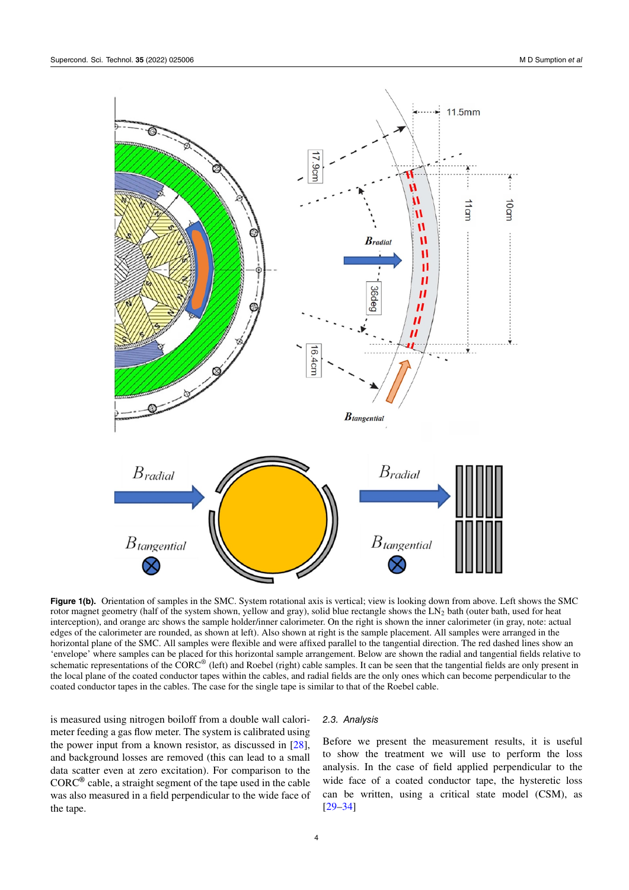**Figure 1(b).** Orientation of samples in the SMC. System rotational axis is vertical; view is looking down from above. Left shows the SMC rotor magnet geometry (half of the system shown, yellow and gray), solid blue rectangle shows the $LN_2$ bath (outer bath, used for heat interception), and orange arc shows the sample holder/inner calorimeter. On the right is shown the inner calorimeter (in gray, note: actual edges of the calorimeter are rounded, as shown at left). Also shown at right is the sample placement. All samples were arranged in the horizontal plane of the SMC. All samples were flexible and were affixed parallel to the tangential direction. The red dashed lines show an 'envelope' where samples can be placed for this horizontal sample arrangement. Below are shown the radial and tangential fields relative to schematic representations of the CORC® (left) and Roebel (right) cable samples. It can be seen that the tangential fields are only present in the local plane of the coated conductor tapes within the cables, and radial fields are the only ones which can become perpendicular to the coated conductor tapes in the cables. The case for the single tape is similar to that of the Roebel cable.

is measured using nitrogen boiloff from a double wall calorimeter feeding a gas flow meter. The system is calibrated using the power input from a known resistor, as discussed in [28], and background losses are removed (this can lead to a small data scatter even at zero excitation). For comparison to the CORC® cable, a straight segment of the tape used in the cable was also measured in a field perpendicular to the wide face of the tape.

### 2.3. Analysis

Before we present the measurement results, it is useful to show the treatment we will use to perform the loss analysis. In the case of field applied perpendicular to the wide face of a coated conductor tape, the hysteretic loss can be written, using a critical state model (CSM), as [29–34]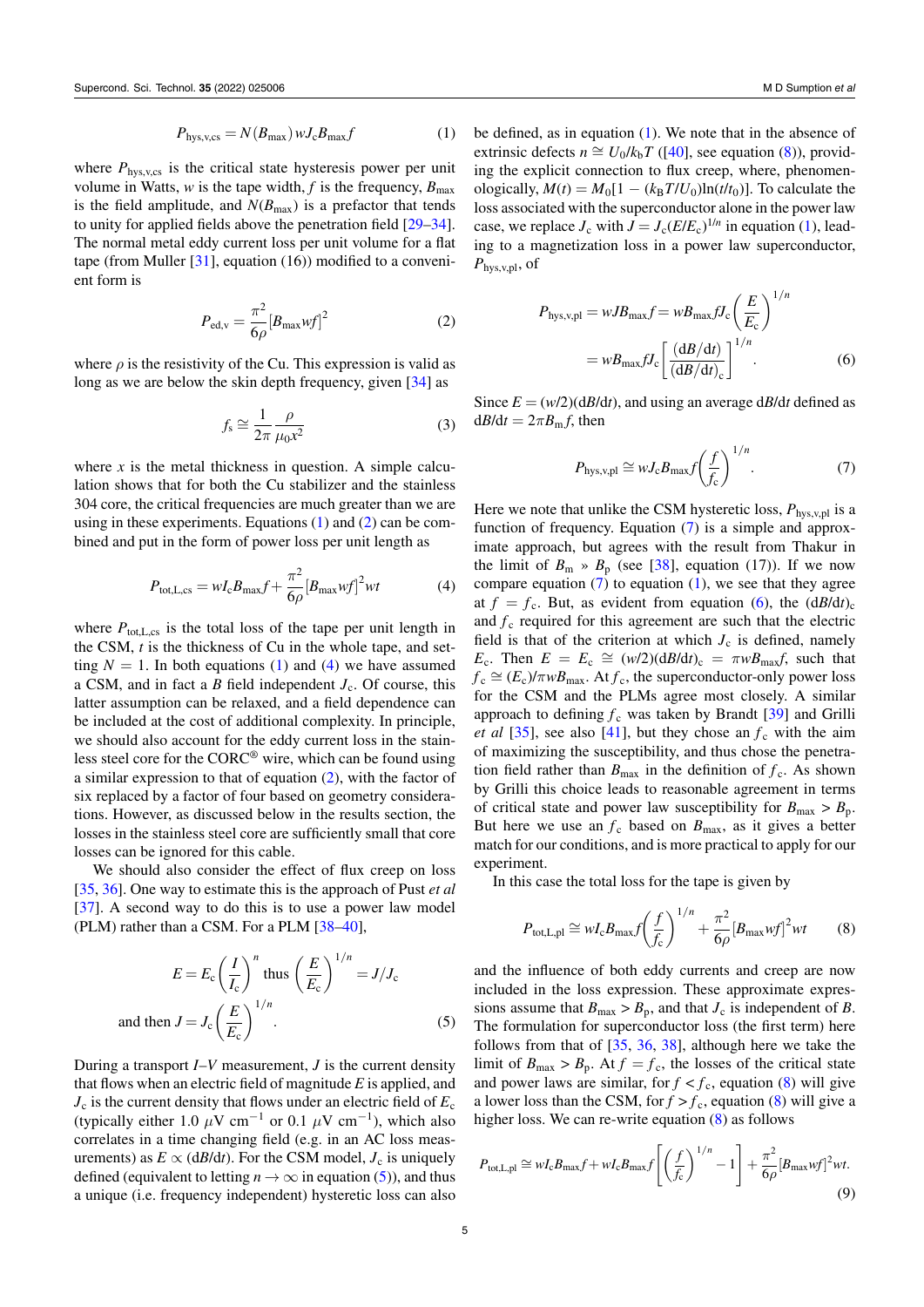$$P_{\text{hys,v,cs}} = N(B_{\max})\, wJ_{\text{c}}B_{\max}f \tag{1}$$

where $P_{\text{hys,v,cs}}$ is the critical state hysteresis power per unit volume in Watts, $w$ is the tape width, $f$ is the frequency, $B_{\max}$ is the field amplitude, and $N(B_{\max})$ is a prefactor that tends to unity for applied fields above the penetration field [29–34]. The normal metal eddy current loss per unit volume for a flat tape (from Muller [31], equation (16)) modified to a convenient form is

$$P_{\text{ed,v}} = \frac{\pi^2}{6\rho}\left[B_{\max}wf\right]^2 \tag{2}$$

where $\rho$ is the resistivity of the Cu. This expression is valid as long as we are below the skin depth frequency, given [34] as

$$f_{\text{s}} \cong \frac{1}{2\pi}\frac{\rho}{\mu_0 x^2} \tag{3}$$

where $x$ is the metal thickness in question. A simple calculation shows that for both the Cu stabilizer and the stainless 304 core, the critical frequencies are much greater than we are using in these experiments. Equations (1) and (2) can be combined and put in the form of power loss per unit length as

$$P_{\text{tot,L,cs}} = wI_{\text{c}}B_{\max}f + \frac{\pi^2}{6\rho}\left[B_{\max}wf\right]^2 wt \tag{4}$$

where $P_{\text{tot,L,cs}}$ is the total loss of the tape per unit length in the CSM, $t$ is the thickness of Cu in the whole tape, and setting $N = 1$. In both equations (1) and (4) we have assumed a CSM, and in fact a $B$ field independent $J_{\text{c}}$. Of course, this latter assumption can be relaxed, and a field dependence can be included at the cost of additional complexity. In principle, we should also account for the eddy current loss in the stainless steel core for the CORC® wire, which can be found using a similar expression to that of equation (2), with the factor of six replaced by a factor of four based on geometry considerations. However, as discussed below in the results section, the losses in the stainless steel core are sufficiently small that core losses can be ignored for this cable.

We should also consider the effect of flux creep on loss [35, 36]. One way to estimate this is the approach of Pust *et al* [37]. A second way to do this is to use a power law model (PLM) rather than a CSM. For a PLM [38–40],

$$E = E_{\text{c}}\left(\frac{I}{I_{\text{c}}}\right)^n \text{ thus } \left(\frac{E}{E_{\text{c}}}\right)^{1/n} = J/J_{\text{c}}$$
$$\text{and then } J = J_{\text{c}}\left(\frac{E}{E_{\text{c}}}\right)^{1/n}. \tag{5}$$

During a transport $I$–$V$ measurement, $J$ is the current density that flows when an electric field of magnitude $E$ is applied, and $J_{\text{c}}$ is the current density that flows under an electric field of $E_{\text{c}}$ (typically either 1.0 $\mu$V cm$^{-1}$ or 0.1 $\mu$V cm$^{-1}$), which also correlates in a time changing field (e.g. in an AC loss measurements) as $E \propto (\text{d}B/\text{d}t)$. For the CSM model, $J_{\text{c}}$ is uniquely defined (equivalent to letting $n \to \infty$ in equation (5)), and thus a unique (i.e. frequency independent) hysteretic loss can also be defined, as in equation (1). We note that in the absence of extrinsic defects $n \cong U_0/k_{\text{b}}T$ ([40], see equation (8)), providing the explicit connection to flux creep, where, phenomenologically, $M(t) = M_0[1 - (k_{\text{B}}T/U_0)\ln(t/t_0)]$. To calculate the loss associated with the superconductor alone in the power law case, we replace $J_{\text{c}}$ with $J = J_{\text{c}}(E/E_{\text{c}})^{1/n}$ in equation (1), leading to a magnetization loss in a power law superconductor, $P_{\text{hys,v,pl}}$, of

$$P_{\text{hys,v,pl}} = wJB_{\max}f = wB_{\max}fJ_{\text{c}}\left(\frac{E}{E_{\text{c}}}\right)^{1/n}$$
$$= wB_{\max}fJ_{\text{c}}\left[\frac{(\text{d}B/\text{d}t)}{(\text{d}B/\text{d}t)_{\text{c}}}\right]^{1/n}. \tag{6}$$

Since $E = (w/2)(\text{d}B/\text{d}t)$, and using an average $\text{d}B/\text{d}t$ defined as $\text{d}B/\text{d}t = 2\pi B_{\text{m}}f$, then

$$P_{\text{hys,v,pl}} \cong wJ_{\text{c}}B_{\max}f\left(\frac{f}{f_{\text{c}}}\right)^{1/n}. \tag{7}$$

Here we note that unlike the CSM hysteretic loss, $P_{\text{hys,v,pl}}$ is a function of frequency. Equation (7) is a simple and approximate approach, but agrees with the result from Thakur in the limit of $B_{\text{m}} \gg B_{\text{p}}$ (see [38], equation (17)). If we now compare equation (7) to equation (1), we see that they agree at $f = f_{\text{c}}$. But, as evident from equation (6), the $(\text{d}B/\text{d}t)_{\text{c}}$ and $f_{\text{c}}$ required for this agreement are such that the electric field is that of the criterion at which $J_{\text{c}}$ is defined, namely $E_{\text{c}}$. Then $E = E_{\text{c}} \cong (w/2)(\text{d}B/\text{d}t)_{\text{c}} = \pi wB_{\max}f$, such that $f_{\text{c}} \cong (E_{\text{c}})/\pi wB_{\max}$. At $f_{\text{c}}$, the superconductor-only power loss for the CSM and the PLMs agree most closely. A similar approach to defining $f_{\text{c}}$ was taken by Brandt [39] and Grilli *et al* [35], see also [41], but they chose an $f_{\text{c}}$ with the aim of maximizing the susceptibility, and thus chose the penetration field rather than $B_{\max}$ in the definition of $f_{\text{c}}$. As shown by Grilli this choice leads to reasonable agreement in terms of critical state and power law susceptibility for $B_{\max} > B_{\text{p}}$. But here we use an $f_{\text{c}}$ based on $B_{\max}$, as it gives a better match for our conditions, and is more practical to apply for our experiment.

In this case the total loss for the tape is given by

$$P_{\text{tot,L,pl}} \cong wI_{\text{c}}B_{\max}f\left(\frac{f}{f_{\text{c}}}\right)^{1/n} + \frac{\pi^2}{6\rho}\left[B_{\max}wf\right]^2 wt \tag{8}$$

and the influence of both eddy currents and creep are now included in the loss expression. These approximate expressions assume that $B_{\max} > B_{\text{p}}$, and that $J_{\text{c}}$ is independent of $B$. The formulation for superconductor loss (the first term) here follows from that of [35, 36, 38], although here we take the limit of $B_{\max} > B_{\text{p}}$. At $f = f_{\text{c}}$, the losses of the critical state and power laws are similar, for $f < f_{\text{c}}$, equation (8) will give a lower loss than the CSM, for $f > f_{\text{c}}$, equation (8) will give a higher loss. We can re-write equation (8) as follows

$$P_{\text{tot,L,pl}} \cong wI_{\text{c}}B_{\max}f + wI_{\text{c}}B_{\max}f\left[\left(\frac{f}{f_{\text{c}}}\right)^{1/n} - 1\right] + \frac{\pi^2}{6\rho}\left[B_{\max}wf\right]^2 wt. \tag{9}$$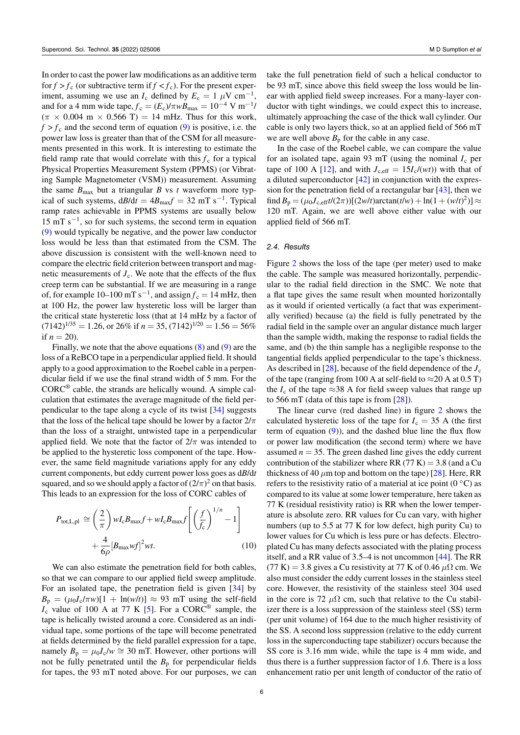In order to cast the power law modifications as an additive term for $f > f_c$ (or subtractive term if $f < f_c$). For the present experiment, assuming we use an $I_c$ defined by $E_c = 1\ \mu\text{V cm}^{-1}$, and for a 4 mm wide tape, $f_c = (E_c)/\pi w B_{max} = 10^{-4}\ \text{V m}^{-1}/(\pi \times 0.004\ \text{m} \times 0.566\ \text{T}) = 14$ mHz. Thus for this work, $f > f_c$ and the second term of equation (9) is positive, i.e. the power law loss is greater than that of the CSM for all measurements presented in this work. It is interesting to estimate the field ramp rate that would correlate with this $f_c$ for a typical Physical Properties Measurement System (PPMS) (or Vibrating Sample Magnetometer (VSM)) measurement. Assuming the same $B_{max}$ but a triangular $B$ vs $t$ waveform more typical of such systems, $dB/dt = 4B_{max}f = 32\ \text{mT s}^{-1}$. Typical ramp rates achievable in PPMS systems are usually below $15\ \text{mT s}^{-1}$, so for such systems, the second term in equation (9) would typically be negative, and the power law conductor loss would be less than that estimated from the CSM. The above discussion is consistent with the well-known need to compare the electric field criterion between transport and magnetic measurements of $J_c$. We note that the effects of the flux creep term can be substantial. If we are measuring in a range of, for example 10–100 mT s$^{-1}$, and assign $f_c = 14$ mHz, then at 100 Hz, the power law hysteretic loss will be larger than the critical state hysteretic loss (that at 14 mHz by a factor of $(7142)^{1/35} = 1.26$, or 26% if $n = 35$, $(7142)^{1/20} = 1.56 = 56\%$ if $n = 20$).

Finally, we note that the above equations (8) and (9) are the loss of a ReBCO tape in a perpendicular applied field. It should apply to a good approximation to the Roebel cable in a perpendicular field if we use the final strand width of 5 mm. For the CORC® cable, the strands are helically wound. A simple calculation that estimates the average magnitude of the field perpendicular to the tape along a cycle of its twist [34] suggests that the loss of the helical tape should be lower by a factor $2/\pi$ than the loss of a straight, untwisted tape in a perpendicular applied field. We note that the factor of $2/\pi$ was intended to be applied to the hysteretic loss component of the tape. However, the same field magnitude variations apply for any eddy current components, but eddy current power loss goes as $dB/dt$ squared, and so we should apply a factor of $(2/\pi)^2$ on that basis. This leads to an expression for the loss of CORC cables of

$$P_{\text{tot,L,pl}} \cong \left(\frac{2}{\pi}\right) w I_c B_{max} f + w I_c B_{max} f \left[\left(\frac{f}{f_c}\right)^{1/n} - 1\right] + \frac{4}{6\rho}\left[B_{max} w f\right]^2 wt. \tag{10}$$

We can also estimate the penetration field for both cables, so that we can compare to our applied field sweep amplitude. For an isolated tape, the penetration field is given [34] by $B_p = (\mu_0 I_c/\pi w)[1 + \ln(w/t)] \approx 93$ mT using the self-field $I_c$ value of 100 A at 77 K [5]. For a CORC® sample, the tape is helically twisted around a core. Considered as an individual tape, some portions of the tape will become penetrated at fields determined by the field parallel expression for a tape, namely $B_p = \mu_0 I_c / w \cong 30$ mT. However, other portions will not be fully penetrated until the $B_p$ for perpendicular fields for tapes, the 93 mT noted above. For our purposes, we can take the full penetration field of such a helical conductor to be 93 mT, since above this field sweep the loss would be linear with applied field sweep increases. For a many-layer conductor with tight windings, we could expect this to increase, ultimately approaching the case of the thick wall cylinder. Our cable is only two layers thick, so at an applied field of 566 mT we are well above $B_p$ for the cable in any case.

In the case of the Roebel cable, we can compare the value for an isolated tape, again 93 mT (using the nominal $I_c$ per tape of 100 A [12], and with $J_{c,\text{eff}} = 15I_c/(wt)$) with that of a diluted superconductor [42] in conjunction with the expression for the penetration field of a rectangular bar [43], then we find $B_p = (\mu_0 J_{c,\text{eff}} t/(2\pi))[(2w/t)\arctan(t/w) + \ln(1 + (w/t)^2)] \approx 120$ mT. Again, we are well above either value with our applied field of 566 mT.

### 2.4. Results

Figure 2 shows the loss of the tape (per meter) used to make the cable. The sample was measured horizontally, perpendicular to the radial field direction in the SMC. We note that a flat tape gives the same result when mounted horizontally as it would if oriented vertically (a fact that was experimentally verified) because (a) the field is fully penetrated by the radial field in the sample over an angular distance much larger than the sample width, making the response to radial fields the same, and (b) the thin sample has a negligible response to the tangential fields applied perpendicular to the tape's thickness. As described in [28], because of the field dependence of the $J_c$ of the tape (ranging from 100 A at self-field to ≈20 A at 0.5 T) the $I_c$ of the tape ≈38 A for field sweep values that range up to 566 mT (data of this tape is from [28]).

The linear curve (red dashed line) in figure 2 shows the calculated hysteretic loss of the tape for $I_c = 35$ A (the first term of equation (9)), and the dashed blue line the flux flow or power law modification (the second term) where we have assumed $n = 35$. The green dashed line gives the eddy current contribution of the stabilizer where RR (77 K) = 3.8 (and a Cu thickness of 40 $\mu$m top and bottom on the tape) [28]. Here, RR refers to the resistivity ratio of a material at ice point (0 °C) as compared to its value at some lower temperature, here taken as 77 K (residual resistivity ratio) is RR when the lower temperature is absolute zero. RR values for Cu can vary, with higher numbers (up to 5.5 at 77 K for low defect, high purity Cu) to lower values for Cu which is less pure or has defects. Electroplated Cu has many defects associated with the plating process itself, and a RR value of 3.5–4 is not uncommon [44]. The RR (77 K) = 3.8 gives a Cu resistivity at 77 K of 0.46 $\mu\Omega$ cm. We also must consider the eddy current losses in the stainless steel core. However, the resistivity of the stainless steel 304 used in the core is 72 $\mu\Omega$ cm, such that relative to the Cu stabilizer there is a loss suppression of the stainless steel (SS) term (per unit volume) of 164 due to the much higher resistivity of the SS. A second loss suppression (relative to the eddy current loss in the superconducting tape stabilizer) occurs because the SS core is 3.16 mm wide, while the tape is 4 mm wide, and thus there is a further suppression factor of 1.6. There is a loss enhancement ratio per unit length of conductor of the ratio of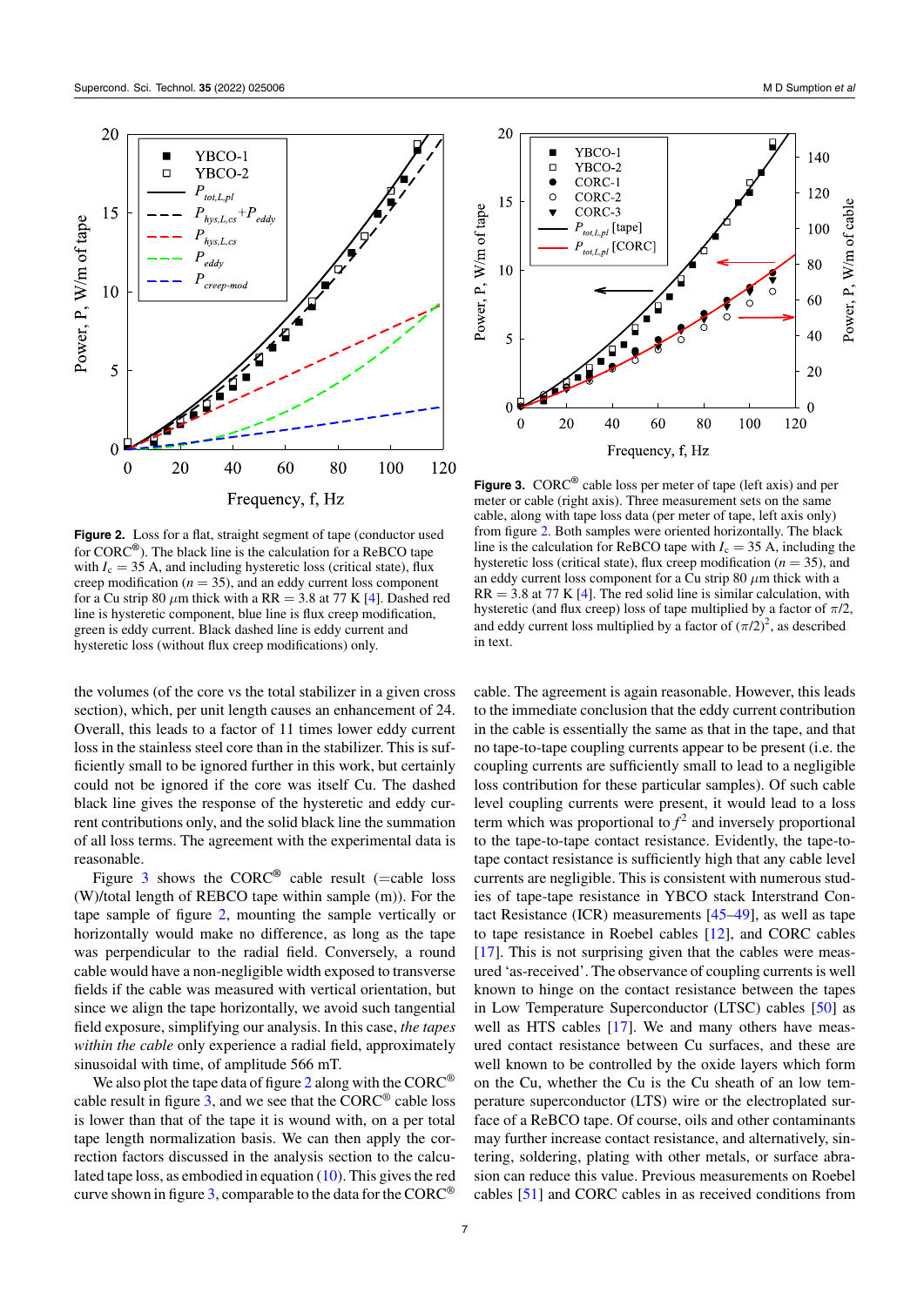**Figure 2.** Loss for a flat, straight segment of tape (conductor used for CORC®). The black line is the calculation for a ReBCO tape with $I_c = 35$ A, and including hysteretic loss (critical state), flux creep modification ($n = 35$), and an eddy current loss component for a Cu strip 80 $\mu$m thick with a RR = 3.8 at 77 K [4]. Dashed red line is hysteretic component, blue line is flux creep modification, green is eddy current. Black dashed line is eddy current and hysteretic loss (without flux creep modifications) only.

**Figure 3.** CORC® cable loss per meter of tape (left axis) and per meter or cable (right axis). Three measurement sets on the same cable, along with tape loss data (per meter of tape, left axis only) from figure 2. Both samples were oriented horizontally. The black line is the calculation for ReBCO tape with $I_c = 35$ A, including the hysteretic loss (critical state), flux creep modification ($n = 35$), and an eddy current loss component for a Cu strip 80 $\mu$m thick with a RR = 3.8 at 77 K [4]. The red solid line is similar calculation, with hysteretic (and flux creep) loss of tape multiplied by a factor of $\pi/2$, and eddy current loss multiplied by a factor of $(\pi/2)^2$, as described in text.

the volumes (of the core vs the total stabilizer in a given cross section), which, per unit length causes an enhancement of 24. Overall, this leads to a factor of 11 times lower eddy current loss in the stainless steel core than in the stabilizer. This is sufficiently small to be ignored further in this work, but certainly could not be ignored if the core was itself Cu. The dashed black line gives the response of the hysteretic and eddy current contributions only, and the solid black line the summation of all loss terms. The agreement with the experimental data is reasonable.

Figure 3 shows the CORC® cable result (=cable loss (W)/total length of REBCO tape within sample (m)). For the tape sample of figure 2, mounting the sample vertically or horizontally would make no difference, as long as the tape was perpendicular to the radial field. Conversely, a round cable would have a non-negligible width exposed to transverse fields if the cable was measured with vertical orientation, but since we align the tape horizontally, we avoid such tangential field exposure, simplifying our analysis. In this case, *the tapes within the cable* only experience a radial field, approximately sinusoidal with time, of amplitude 566 mT.

We also plot the tape data of figure 2 along with the CORC® cable result in figure 3, and we see that the CORC® cable loss is lower than that of the tape it is wound with, on a per total tape length normalization basis. We can then apply the correction factors discussed in the analysis section to the calculated tape loss, as embodied in equation (10). This gives the red curve shown in figure 3, comparable to the data for the CORC® cable. The agreement is again reasonable. However, this leads to the immediate conclusion that the eddy current contribution in the cable is essentially the same as that in the tape, and that no tape-to-tape coupling currents appear to be present (i.e. the coupling currents are sufficiently small to lead to a negligible loss contribution for these particular samples). Of such cable level coupling currents were present, it would lead to a loss term which was proportional to $f^2$ and inversely proportional to the tape-to-tape contact resistance. Evidently, the tape-to-tape contact resistance is sufficiently high that any cable level currents are negligible. This is consistent with numerous studies of tape-tape resistance in YBCO stack Interstrand Contact Resistance (ICR) measurements [45–49], as well as tape to tape resistance in Roebel cables [12], and CORC cables [17]. This is not surprising given that the cables were measured 'as-received'. The observance of coupling currents is well known to hinge on the contact resistance between the tapes in Low Temperature Superconductor (LTSC) cables [50] as well as HTS cables [17]. We and many others have measured contact resistance between Cu surfaces, and these are well known to be controlled by the oxide layers which form on the Cu, whether the Cu is the Cu sheath of an low temperature superconductor (LTS) wire or the electroplated surface of a ReBCO tape. Of course, oils and other contaminants may further increase contact resistance, and alternatively, sintering, soldering, plating with other metals, or surface abrasion can reduce this value. Previous measurements on Roebel cables [51] and CORC cables in as received conditions from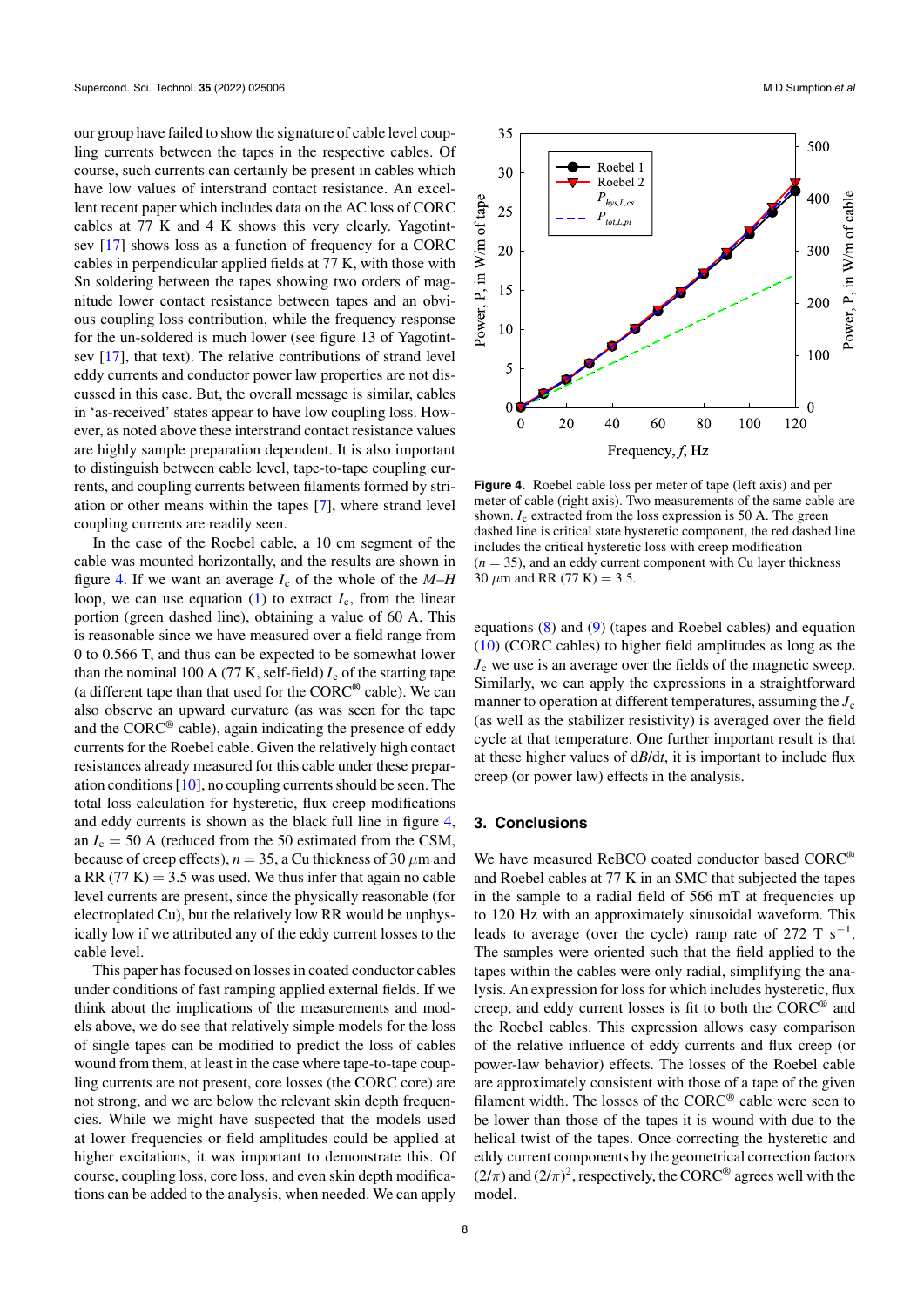our group have failed to show the signature of cable level coupling currents between the tapes in the respective cables. Of course, such currents can certainly be present in cables which have low values of interstrand contact resistance. An excellent recent paper which includes data on the AC loss of CORC cables at 77 K and 4 K shows this very clearly. Yagotintsev [17] shows loss as a function of frequency for a CORC cables in perpendicular applied fields at 77 K, with those with Sn soldering between the tapes showing two orders of magnitude lower contact resistance between tapes and an obvious coupling loss contribution, while the frequency response for the un-soldered is much lower (see figure 13 of Yagotintsev [17], that text). The relative contributions of strand level eddy currents and conductor power law properties are not discussed in this case. But, the overall message is similar, cables in 'as-received' states appear to have low coupling loss. However, as noted above these interstrand contact resistance values are highly sample preparation dependent. It is also important to distinguish between cable level, tape-to-tape coupling currents, and coupling currents between filaments formed by striation or other means within the tapes [7], where strand level coupling currents are readily seen.

In the case of the Roebel cable, a 10 cm segment of the cable was mounted horizontally, and the results are shown in figure 4. If we want an average $I_c$ of the whole of the $M$–$H$ loop, we can use equation (1) to extract $I_c$, from the linear portion (green dashed line), obtaining a value of 60 A. This is reasonable since we have measured over a field range from 0 to 0.566 T, and thus can be expected to be somewhat lower than the nominal 100 A (77 K, self-field) $I_c$ of the starting tape (a different tape than that used for the CORC® cable). We can also observe an upward curvature (as was seen for the tape and the CORC® cable), again indicating the presence of eddy currents for the Roebel cable. Given the relatively high contact resistances already measured for this cable under these preparation conditions [10], no coupling currents should be seen. The total loss calculation for hysteretic, flux creep modifications and eddy currents is shown as the black full line in figure 4, an $I_c = 50$ A (reduced from the 50 estimated from the CSM, because of creep effects), $n = 35$, a Cu thickness of 30 $\mu$m and a RR (77 K) = 3.5 was used. We thus infer that again no cable level currents are present, since the physically reasonable (for electroplated Cu), but the relatively low RR would be unphysically low if we attributed any of the eddy current losses to the cable level.

This paper has focused on losses in coated conductor cables under conditions of fast ramping applied external fields. If we think about the implications of the measurements and models above, we do see that relatively simple models for the loss of single tapes can be modified to predict the loss of cables wound from them, at least in the case where tape-to-tape coupling currents are not present, core losses (the CORC core) are not strong, and we are below the relevant skin depth frequencies. While we might have suspected that the models used at lower frequencies or field amplitudes could be applied at higher excitations, it was important to demonstrate this. Of course, coupling loss, core loss, and even skin depth modifications can be added to the analysis, when needed. We can apply equations (8) and (9) (tapes and Roebel cables) and equation (10) (CORC cables) to higher field amplitudes as long as the $J_c$ we use is an average over the fields of the magnetic sweep. Similarly, we can apply the expressions in a straightforward manner to operation at different temperatures, assuming the $J_c$ (as well as the stabilizer resistivity) is averaged over the field cycle at that temperature. One further important result is that at these higher values of d$B$/d$t$, it is important to include flux creep (or power law) effects in the analysis.

**Figure 4.** Roebel cable loss per meter of tape (left axis) and per meter of cable (right axis). Two measurements of the same cable are shown. $I_c$ extracted from the loss expression is 50 A. The green dashed line is critical state hysteretic component, the red dashed line includes the critical hysteretic loss with creep modification ($n = 35$), and an eddy current component with Cu layer thickness 30 $\mu$m and RR (77 K) = 3.5.

## 3. Conclusions

We have measured ReBCO coated conductor based CORC® and Roebel cables at 77 K in an SMC that subjected the tapes in the sample to a radial field of 566 mT at frequencies up to 120 Hz with an approximately sinusoidal waveform. This leads to average (over the cycle) ramp rate of 272 T s$^{-1}$. The samples were oriented such that the field applied to the tapes within the cables were only radial, simplifying the analysis. An expression for loss for which includes hysteretic, flux creep, and eddy current losses is fit to both the CORC® and the Roebel cables. This expression allows easy comparison of the relative influence of eddy currents and flux creep (or power-law behavior) effects. The losses of the Roebel cable are approximately consistent with those of a tape of the given filament width. The losses of the CORC® cable were seen to be lower than those of the tapes it is wound with due to the helical twist of the tapes. Once correcting the hysteretic and eddy current components by the geometrical correction factors $(2/\pi)$ and $(2/\pi)^2$, respectively, the CORC® agrees well with the model.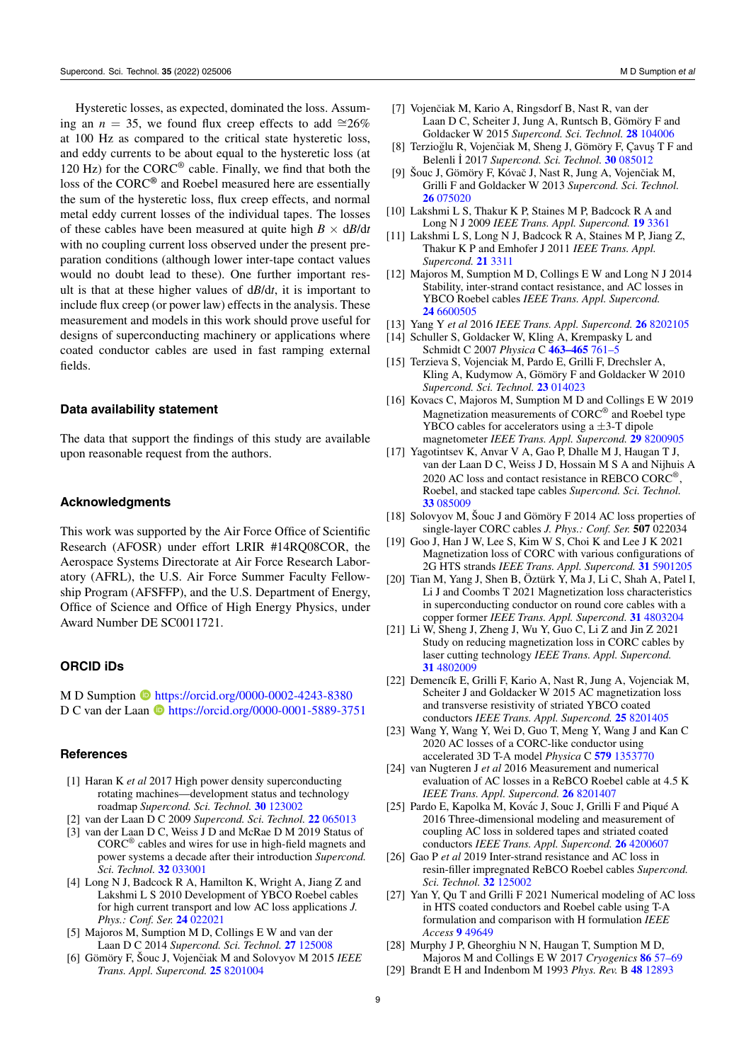Hysteretic losses, as expected, dominated the loss. Assuming an $n = 35$, we found flux creep effects to add $\cong$26% at 100 Hz as compared to the critical state hysteretic loss, and eddy currents to be about equal to the hysteretic loss (at 120 Hz) for the CORC® cable. Finally, we find that both the loss of the CORC® and Roebel measured here are essentially the sum of the hysteretic loss, flux creep effects, and normal metal eddy current losses of the individual tapes. The losses of these cables have been measured at quite high $B \times dB/dt$ with no coupling current loss observed under the present preparation conditions (although lower inter-tape contact values would no doubt lead to these). One further important result is that at these higher values of $dB/dt$, it is important to include flux creep (or power law) effects in the analysis. These measurement and models in this work should prove useful for designs of superconducting machinery or applications where coated conductor cables are used in fast ramping external fields.

## Data availability statement

The data that support the findings of this study are available upon reasonable request from the authors.

## Acknowledgments

This work was supported by the Air Force Office of Scientific Research (AFOSR) under effort LRIR #14RQ08COR, the Aerospace Systems Directorate at Air Force Research Laboratory (AFRL), the U.S. Air Force Summer Faculty Fellowship Program (AFSFFP), and the U.S. Department of Energy, Office of Science and Office of High Energy Physics, under Award Number DE SC0011721.

## ORCID iDs

M D Sumption https://orcid.org/0000-0002-4243-8380
D C van der Laan https://orcid.org/0000-0001-5889-3751

## References

[1] Haran K *et al* 2017 High power density superconducting rotating machines—development status and technology roadmap *Supercond. Sci. Technol.* **30** 123002

[2] van der Laan D C 2009 *Supercond. Sci. Technol.* **22** 065013

[3] van der Laan D C, Weiss J D and McRae D M 2019 Status of CORC® cables and wires for use in high-field magnets and power systems a decade after their introduction *Supercond. Sci. Technol.* **32** 033001

[4] Long N J, Badcock R A, Hamilton K, Wright A, Jiang Z and Lakshmi L S 2010 Development of YBCO Roebel cables for high current transport and low AC loss applications *J. Phys.: Conf. Ser.* **24** 022021

[5] Majoros M, Sumption M D, Collings E W and van der Laan D C 2014 *Supercond. Sci. Technol.* **27** 125008

[6] Gömöry F, Šouc J, Vojenčiak M and Solovyov M 2015 *IEEE Trans. Appl. Supercond.* **25** 8201004

[7] Vojenčiak M, Kario A, Ringsdorf B, Nast R, van der Laan D C, Scheiter J, Jung A, Runtsch B, Gömöry F and Goldacker W 2015 *Supercond. Sci. Technol.* **28** 104006

[8] Terzioğlu R, Vojenčiak M, Sheng J, Gömöry F, Çavuş T F and Belenli İ 2017 *Supercond. Sci. Technol.* **30** 085012

[9] Šouc J, Gömöry F, Kóvač J, Nast R, Jung A, Vojenčiak M, Grilli F and Goldacker W 2013 *Supercond. Sci. Technol.* **26** 075020

[10] Lakshmi L S, Thakur K P, Staines M P, Badcock R A and Long N J 2009 *IEEE Trans. Appl. Supercond.* **19** 3361

[11] Lakshmi L S, Long N J, Badcock R A, Staines M P, Jiang Z, Thakur K P and Emhofer J 2011 *IEEE Trans. Appl. Supercond.* **21** 3311

[12] Majoros M, Sumption M D, Collings E W and Long N J 2014 Stability, inter-strand contact resistance, and AC losses in YBCO Roebel cables *IEEE Trans. Appl. Supercond.* **24** 6600505

[13] Yang Y *et al* 2016 *IEEE Trans. Appl. Supercond.* **26** 8202105

[14] Schuller S, Goldacker W, Kling A, Krempasky L and Schmidt C 2007 *Physica* C **463–465** 761–5

[15] Terzieva S, Vojenciak M, Pardo E, Grilli F, Drechsler A, Kling A, Kudymow A, Gömöry F and Goldacker W 2010 *Supercond. Sci. Technol.* **23** 014023

[16] Kovacs C, Majoros M, Sumption M D and Collings E W 2019 Magnetization measurements of CORC® and Roebel type YBCO cables for accelerators using a ±3-T dipole magnetometer *IEEE Trans. Appl. Supercond.* **29** 8200905

[17] Yagotintsev K, Anvar V A, Gao P, Dhalle M J, Haugan T J, van der Laan D C, Weiss J D, Hossain M S A and Nijhuis A 2020 AC loss and contact resistance in REBCO CORC®, Roebel, and stacked tape cables *Supercond. Sci. Technol.* **33** 085009

[18] Solovyov M, Šouc J and Gömöry F 2014 AC loss properties of single-layer CORC cables *J. Phys.: Conf. Ser.* **507** 022034

[19] Goo J, Han J W, Lee S, Kim W S, Choi K and Lee J K 2021 Magnetization loss of CORC with various configurations of 2G HTS strands *IEEE Trans. Appl. Supercond.* **31** 5901205

[20] Tian M, Yang J, Shen B, Öztürk Y, Ma J, Li C, Shah A, Patel I, Li J and Coombs T 2021 Magnetization loss characteristics in superconducting conductor on round core cables with a copper former *IEEE Trans. Appl. Supercond.* **31** 4803204

[21] Li W, Sheng J, Zheng J, Wu Y, Guo C, Li Z and Jin Z 2021 Study on reducing magnetization loss in CORC cables by laser cutting technology *IEEE Trans. Appl. Supercond.* **31** 4802009

[22] Demencík E, Grilli F, Kario A, Nast R, Jung A, Vojenciak M, Scheiter J and Goldacker W 2015 AC magnetization loss and transverse resistivity of striated YBCO coated conductors *IEEE Trans. Appl. Supercond.* **25** 8201405

[23] Wang Y, Wang Y, Wei D, Guo T, Meng Y, Wang J and Kan C 2020 AC losses of a CORC-like conductor using accelerated 3D T-A model *Physica* C **579** 1353770

[24] van Nugteren J *et al* 2016 Measurement and numerical evaluation of AC losses in a ReBCO Roebel cable at 4.5 K *IEEE Trans. Appl. Supercond.* **26** 8201407

[25] Pardo E, Kapolka M, Kovác J, Souc J, Grilli F and Piqué A 2016 Three-dimensional modeling and measurement of coupling AC loss in soldered tapes and striated coated conductors *IEEE Trans. Appl. Supercond.* **26** 4200607

[26] Gao P *et al* 2019 Inter-strand resistance and AC loss in resin-filler impregnated ReBCO Roebel cables *Supercond. Sci. Technol.* **32** 125002

[27] Yan Y, Qu T and Grilli F 2021 Numerical modeling of AC loss in HTS coated conductors and Roebel cable using T-A formulation and comparison with H formulation *IEEE Access* **9** 49649

[28] Murphy J P, Gheorghiu N N, Haugan T, Sumption M D, Majoros M and Collings E W 2017 *Cryogenics* **86** 57–69

[29] Brandt E H and Indenbom M 1993 *Phys. Rev.* B **48** 12893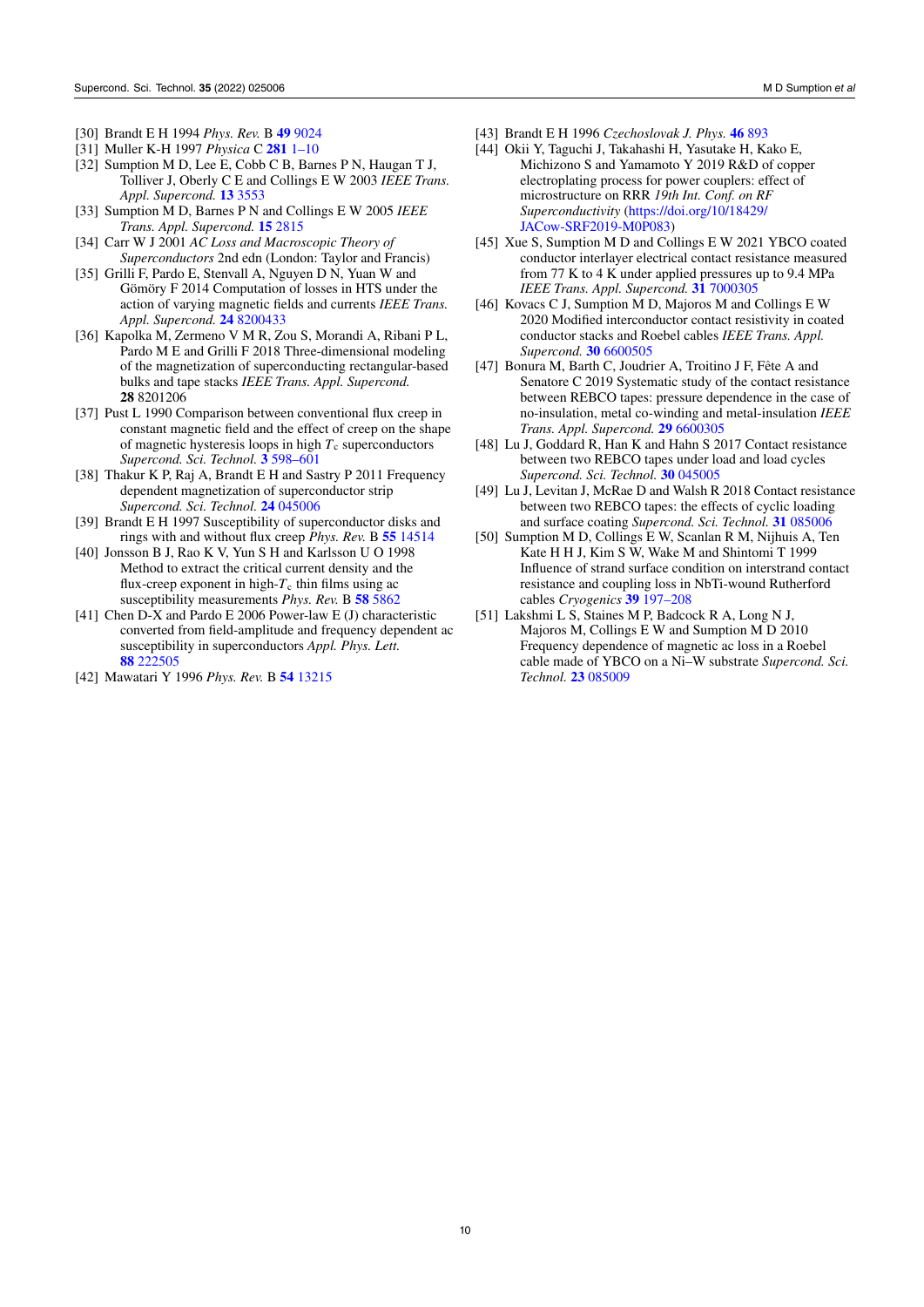[30] Brandt E H 1994 *Phys. Rev.* B **49** 9024

[31] Muller K-H 1997 *Physica* C **281** 1–10

[32] Sumption M D, Lee E, Cobb C B, Barnes P N, Haugan T J, Tolliver J, Oberly C E and Collings E W 2003 *IEEE Trans. Appl. Supercond.* **13** 3553

[33] Sumption M D, Barnes P N and Collings E W 2005 *IEEE Trans. Appl. Supercond.* **15** 2815

[34] Carr W J 2001 *AC Loss and Macroscopic Theory of Superconductors* 2nd edn (London: Taylor and Francis)

[35] Grilli F, Pardo E, Stenvall A, Nguyen D N, Yuan W and Gömöry F 2014 Computation of losses in HTS under the action of varying magnetic fields and currents *IEEE Trans. Appl. Supercond.* **24** 8200433

[36] Kapolka M, Zermeno V M R, Zou S, Morandi A, Ribani P L, Pardo M E and Grilli F 2018 Three-dimensional modeling of the magnetization of superconducting rectangular-based bulks and tape stacks *IEEE Trans. Appl. Supercond.* **28** 8201206

[37] Pust L 1990 Comparison between conventional flux creep in constant magnetic field and the effect of creep on the shape of magnetic hysteresis loops in high $T_c$ superconductors *Supercond. Sci. Technol.* **3** 598–601

[38] Thakur K P, Raj A, Brandt E H and Sastry P 2011 Frequency dependent magnetization of superconductor strip *Supercond. Sci. Technol.* **24** 045006

[39] Brandt E H 1997 Susceptibility of superconductor disks and rings with and without flux creep *Phys. Rev.* B **55** 14514

[40] Jonsson B J, Rao K V, Yun S H and Karlsson U O 1998 Method to extract the critical current density and the flux-creep exponent in high-$T_c$ thin films using ac susceptibility measurements *Phys. Rev.* B **58** 5862

[41] Chen D-X and Pardo E 2006 Power-law E (J) characteristic converted from field-amplitude and frequency dependent ac susceptibility in superconductors *Appl. Phys. Lett.* **88** 222505

[42] Mawatari Y 1996 *Phys. Rev.* B **54** 13215

[43] Brandt E H 1996 *Czechoslovak J. Phys.* **46** 893

[44] Okii Y, Taguchi J, Takahashi H, Yasutake H, Kako E, Michizono S and Yamamoto Y 2019 R&D of copper electroplating process for power couplers: effect of microstructure on RRR *19th Int. Conf. on RF Superconductivity* (https://doi.org/10/18429/JACow-SRF2019-M0P083)

[45] Xue S, Sumption M D and Collings E W 2021 YBCO coated conductor interlayer electrical contact resistance measured from 77 K to 4 K under applied pressures up to 9.4 MPa *IEEE Trans. Appl. Supercond.* **31** 7000305

[46] Kovacs C J, Sumption M D, Majoros M and Collings E W 2020 Modified interconductor contact resistivity in coated conductor stacks and Roebel cables *IEEE Trans. Appl. Supercond.* **30** 6600505

[47] Bonura M, Barth C, Joudrier A, Troitino J F, Fête A and Senatore C 2019 Systematic study of the contact resistance between REBCO tapes: pressure dependence in the case of no-insulation, metal co-winding and metal-insulation *IEEE Trans. Appl. Supercond.* **29** 6600305

[48] Lu J, Goddard R, Han K and Hahn S 2017 Contact resistance between two REBCO tapes under load and load cycles *Supercond. Sci. Technol.* **30** 045005

[49] Lu J, Levitan J, McRae D and Walsh R 2018 Contact resistance between two REBCO tapes: the effects of cyclic loading and surface coating *Supercond. Sci. Technol.* **31** 085006

[50] Sumption M D, Collings E W, Scanlan R M, Nijhuis A, Ten Kate H H J, Kim S W, Wake M and Shintomi T 1999 Influence of strand surface condition on interstrand contact resistance and coupling loss in NbTi-wound Rutherford cables *Cryogenics* **39** 197–208

[51] Lakshmi L S, Staines M P, Badcock R A, Long N J, Majoros M, Collings E W and Sumption M D 2010 Frequency dependence of magnetic ac loss in a Roebel cable made of YBCO on a Ni–W substrate *Supercond. Sci. Technol.* **23** 085009